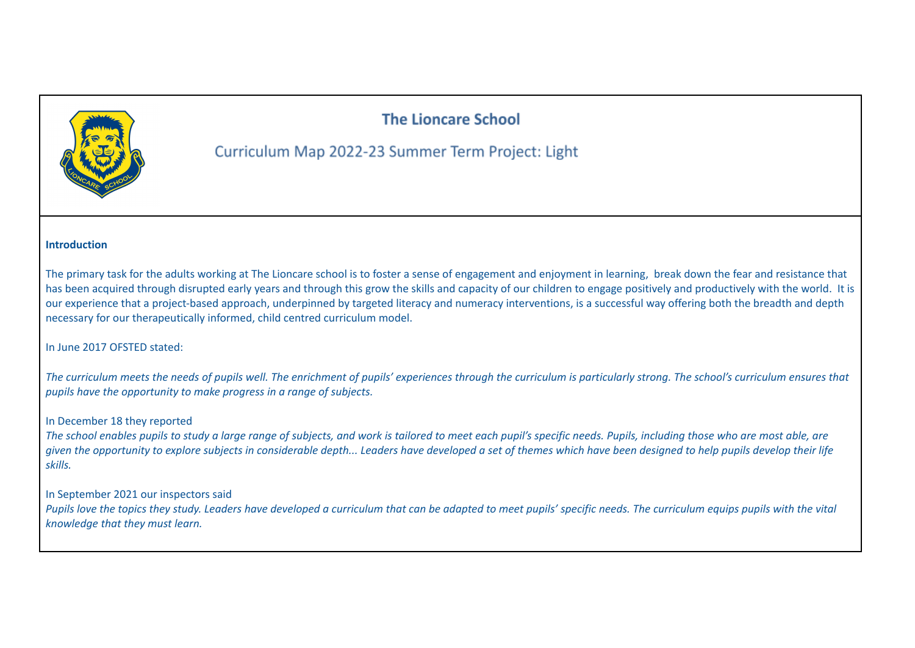# The Lioncare School

## Curriculum Map 2022-23 Summer Term Project: Light

**Introduction**

The primary task for the adults working at The Lioncare school is to foster a sense of engagement and enjoyment in learning, break down the fear and resistance that has been acquired through disrupted early years and through this grow the skills and capacity of our children to engage positively and productively with the world. It is our experience that a project-based approach, underpinned by targeted literacy and numeracy interventions, is a successful way offering both the breadth and depth necessary for our therapeutically informed, child centred curriculum model.

In June 2017 OFSTED stated:

*The curriculum meets the needs of pupils well. The enrichment of pupils' experiences through the curriculum is particularly strong. The school's curriculum ensures that pupils have the opportunity to make progress in a range of subjects.*

In December 18 they reported

*The school enables pupils to study a large range of subjects, and work is tailored to meet each pupil's specific needs. Pupils, including those who are most able, are given the opportunity to explore subjects in considerable depth... Leaders have developed a set of themes which have been designed to help pupils develop their life skills.*

In September 2021 our inspectors said

*Pupils love the topics they study. Leaders have developed a curriculum that can be adapted to meet pupils' specific needs. The curriculum equips pupils with the vital knowledge that they must learn.*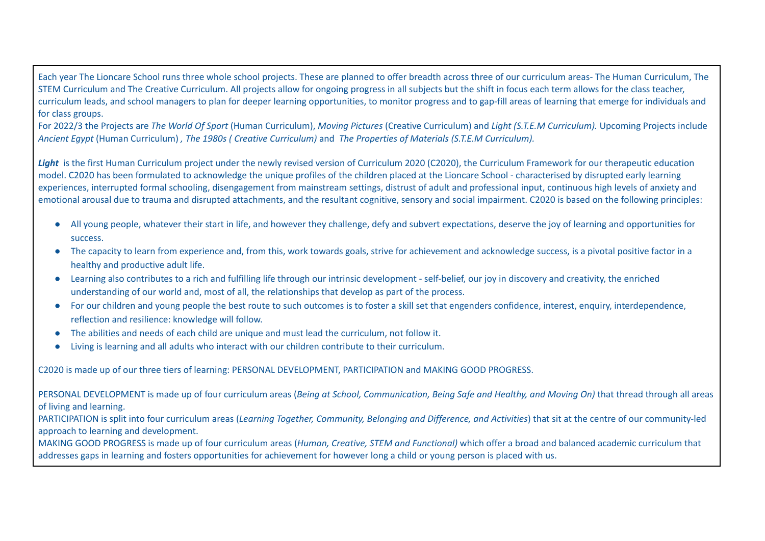Each year The Lioncare School runs three whole school projects. These are planned to offer breadth across three of our curriculum areas- The Human Curriculum, The STEM Curriculum and The Creative Curriculum. All projects allow for ongoing progress in all subjects but the shift in focus each term allows for the class teacher, curriculum leads, and school managers to plan for deeper learning opportunities, to monitor progress and to gap-fill areas of learning that emerge for individuals and for class groups.

For 2022/3 the Projects are *The World Of Sport* (Human Curriculum), *Moving Pictures* (Creative Curriculum) and *Light (S.T.E.M Curriculum).* Upcoming Projects include *Ancient Egypt* (Human Curriculum) *, The 1980s ( Creative Curriculum)* and *The Properties of Materials (S.T.E.M Curriculum).*

***Light*** is the first Human Curriculum project under the newly revised version of Curriculum 2020 (C2020), the Curriculum Framework for our therapeutic education model. C2020 has been formulated to acknowledge the unique profiles of the children placed at the Lioncare School - characterised by disrupted early learning experiences, interrupted formal schooling, disengagement from mainstream settings, distrust of adult and professional input, continuous high levels of anxiety and emotional arousal due to trauma and disrupted attachments, and the resultant cognitive, sensory and social impairment. C2020 is based on the following principles:

- All young people, whatever their start in life, and however they challenge, defy and subvert expectations, deserve the joy of learning and opportunities for success.
- The capacity to learn from experience and, from this, work towards goals, strive for achievement and acknowledge success, is a pivotal positive factor in a healthy and productive adult life.
- Learning also contributes to a rich and fulfilling life through our intrinsic development - self-belief, our joy in discovery and creativity, the enriched understanding of our world and, most of all, the relationships that develop as part of the process.
- For our children and young people the best route to such outcomes is to foster a skill set that engenders confidence, interest, enquiry, interdependence, reflection and resilience: knowledge will follow.
- The abilities and needs of each child are unique and must lead the curriculum, not follow it.
- Living is learning and all adults who interact with our children contribute to their curriculum.

C2020 is made up of our three tiers of learning: PERSONAL DEVELOPMENT, PARTICIPATION and MAKING GOOD PROGRESS.

PERSONAL DEVELOPMENT is made up of four curriculum areas (*Being at School, Communication, Being Safe and Healthy, and Moving On)* that thread through all areas of living and learning.

PARTICIPATION is split into four curriculum areas (*Learning Together, Community, Belonging and Difference, and Activities*) that sit at the centre of our community-led approach to learning and development.

MAKING GOOD PROGRESS is made up of four curriculum areas (*Human, Creative, STEM and Functional)* which offer a broad and balanced academic curriculum that addresses gaps in learning and fosters opportunities for achievement for however long a child or young person is placed with us.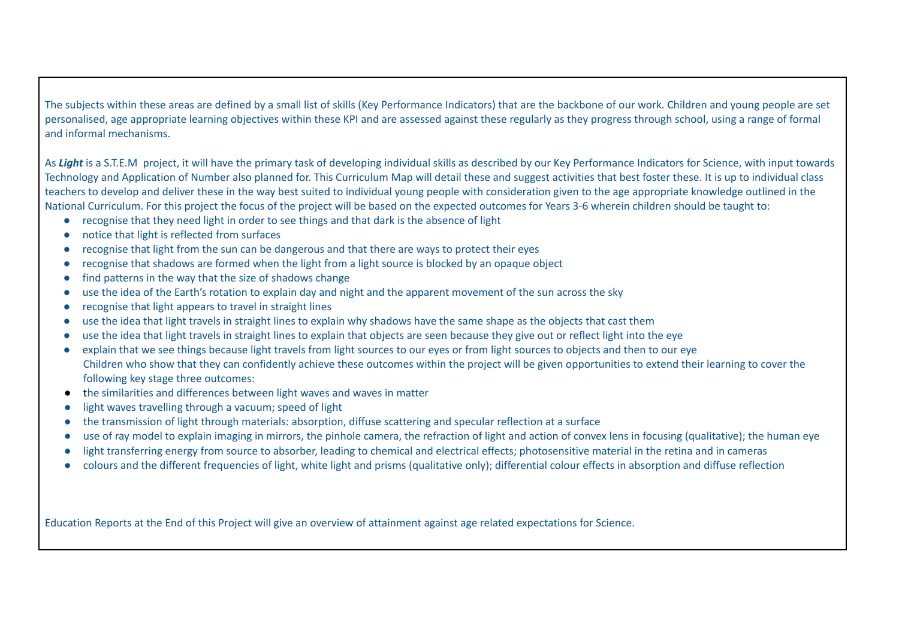The subjects within these areas are defined by a small list of skills (Key Performance Indicators) that are the backbone of our work. Children and young people are set personalised, age appropriate learning objectives within these KPI and are assessed against these regularly as they progress through school, using a range of formal and informal mechanisms.

As ***Light*** is a S.T.E.M project, it will have the primary task of developing individual skills as described by our Key Performance Indicators for Science, with input towards Technology and Application of Number also planned for. This Curriculum Map will detail these and suggest activities that best foster these. It is up to individual class teachers to develop and deliver these in the way best suited to individual young people with consideration given to the age appropriate knowledge outlined in the National Curriculum. For this project the focus of the project will be based on the expected outcomes for Years 3-6 wherein children should be taught to:

- recognise that they need light in order to see things and that dark is the absence of light
- notice that light is reflected from surfaces
- recognise that light from the sun can be dangerous and that there are ways to protect their eyes
- recognise that shadows are formed when the light from a light source is blocked by an opaque object
- find patterns in the way that the size of shadows change
- use the idea of the Earth's rotation to explain day and night and the apparent movement of the sun across the sky
- recognise that light appears to travel in straight lines
- use the idea that light travels in straight lines to explain why shadows have the same shape as the objects that cast them
- use the idea that light travels in straight lines to explain that objects are seen because they give out or reflect light into the eye
- explain that we see things because light travels from light sources to our eyes or from light sources to objects and then to our eye
  Children who show that they can confidently achieve these outcomes within the project will be given opportunities to extend their learning to cover the following key stage three outcomes:
- the similarities and differences between light waves and waves in matter
- light waves travelling through a vacuum; speed of light
- the transmission of light through materials: absorption, diffuse scattering and specular reflection at a surface
- use of ray model to explain imaging in mirrors, the pinhole camera, the refraction of light and action of convex lens in focusing (qualitative); the human eye
- light transferring energy from source to absorber, leading to chemical and electrical effects; photosensitive material in the retina and in cameras
- colours and the different frequencies of light, white light and prisms (qualitative only); differential colour effects in absorption and diffuse reflection

Education Reports at the End of this Project will give an overview of attainment against age related expectations for Science.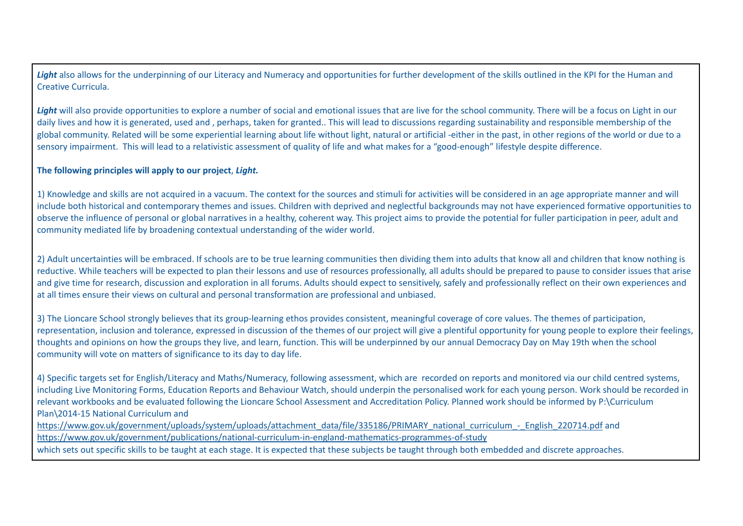***Light*** also allows for the underpinning of our Literacy and Numeracy and opportunities for further development of the skills outlined in the KPI for the Human and Creative Curricula.

***Light*** will also provide opportunities to explore a number of social and emotional issues that are live for the school community. There will be a focus on Light in our daily lives and how it is generated, used and , perhaps, taken for granted.. This will lead to discussions regarding sustainability and responsible membership of the global community. Related will be some experiential learning about life without light, natural or artificial -either in the past, in other regions of the world or due to a sensory impairment. This will lead to a relativistic assessment of quality of life and what makes for a "good-enough" lifestyle despite difference.

**The following principles will apply to our project**, ***Light.***

1) Knowledge and skills are not acquired in a vacuum. The context for the sources and stimuli for activities will be considered in an age appropriate manner and will include both historical and contemporary themes and issues. Children with deprived and neglectful backgrounds may not have experienced formative opportunities to observe the influence of personal or global narratives in a healthy, coherent way. This project aims to provide the potential for fuller participation in peer, adult and community mediated life by broadening contextual understanding of the wider world.

2) Adult uncertainties will be embraced. If schools are to be true learning communities then dividing them into adults that know all and children that know nothing is reductive. While teachers will be expected to plan their lessons and use of resources professionally, all adults should be prepared to pause to consider issues that arise and give time for research, discussion and exploration in all forums. Adults should expect to sensitively, safely and professionally reflect on their own experiences and at all times ensure their views on cultural and personal transformation are professional and unbiased.

3) The Lioncare School strongly believes that its group-learning ethos provides consistent, meaningful coverage of core values. The themes of participation, representation, inclusion and tolerance, expressed in discussion of the themes of our project will give a plentiful opportunity for young people to explore their feelings, thoughts and opinions on how the groups they live, and learn, function. This will be underpinned by our annual Democracy Day on May 19th when the school community will vote on matters of significance to its day to day life.

4) Specific targets set for English/Literacy and Maths/Numeracy, following assessment, which are recorded on reports and monitored via our child centred systems, including Live Monitoring Forms, Education Reports and Behaviour Watch, should underpin the personalised work for each young person. Work should be recorded in relevant workbooks and be evaluated following the Lioncare School Assessment and Accreditation Policy. Planned work should be informed by P:\Curriculum Plan\2014-15 National Curriculum and
https://www.gov.uk/government/uploads/system/uploads/attachment_data/file/335186/PRIMARY_national_curriculum_-_English_220714.pdf and
https://www.gov.uk/government/publications/national-curriculum-in-england-mathematics-programmes-of-study
which sets out specific skills to be taught at each stage. It is expected that these subjects be taught through both embedded and discrete approaches.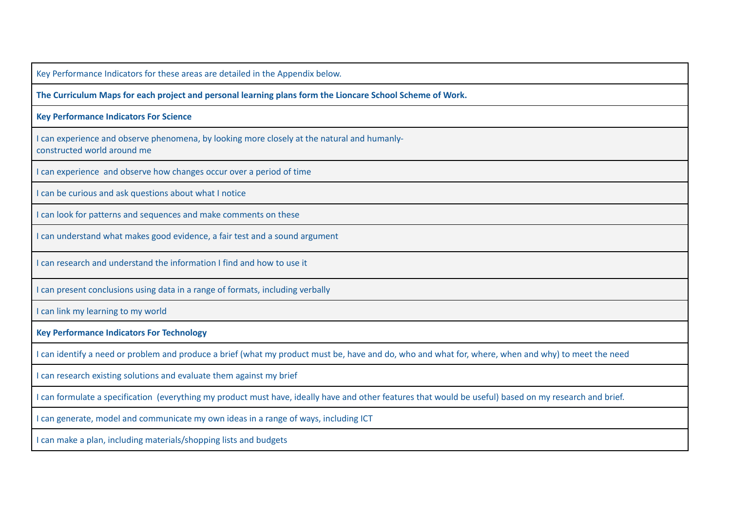Key Performance Indicators for these areas are detailed in the Appendix below.

**The Curriculum Maps for each project and personal learning plans form the Lioncare School Scheme of Work.**

**Key Performance Indicators For Science**

| |
|---|
| I can experience and observe phenomena, by looking more closely at the natural and humanly-constructed world around me |
| I can experience and observe how changes occur over a period of time |
| I can be curious and ask questions about what I notice |
| I can look for patterns and sequences and make comments on these |
| I can understand what makes good evidence, a fair test and a sound argument |
| I can research and understand the information I find and how to use it |
| I can present conclusions using data in a range of formats, including verbally |
| I can link my learning to my world |

**Key Performance Indicators For Technology**

| |
|---|
| I can identify a need or problem and produce a brief (what my product must be, have and do, who and what for, where, when and why) to meet the need |
| I can research existing solutions and evaluate them against my brief |
| I can formulate a specification (everything my product must have, ideally have and other features that would be useful) based on my research and brief. |
| I can generate, model and communicate my own ideas in a range of ways, including ICT |
| I can make a plan, including materials/shopping lists and budgets |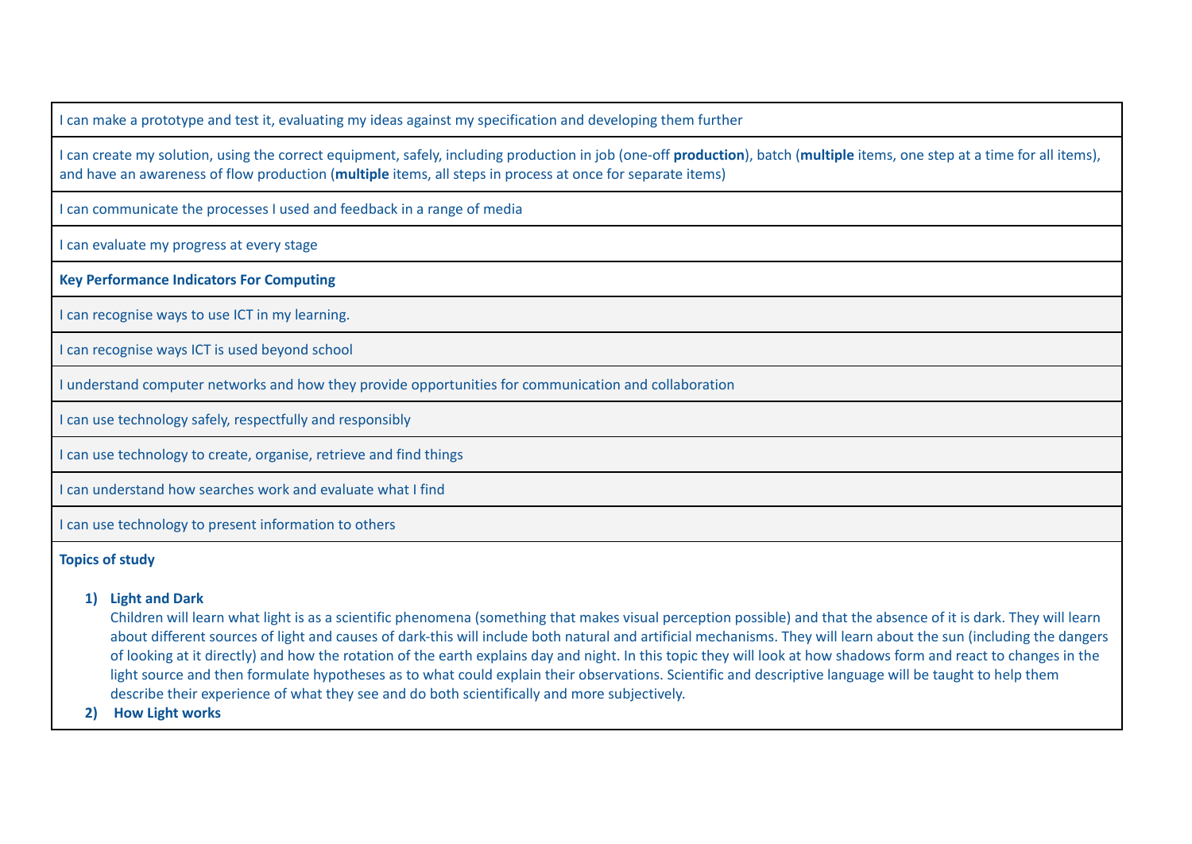| I can make a prototype and test it, evaluating my ideas against my specification and developing them further |
|---|
| I can create my solution, using the correct equipment, safely, including production in job (one-off **production**), batch (**multiple** items, one step at a time for all items), and have an awareness of flow production (**multiple** items, all steps in process at once for separate items) |
| I can communicate the processes I used and feedback in a range of media |
| I can evaluate my progress at every stage |
| **Key Performance Indicators For Computing** |
| I can recognise ways to use ICT in my learning. |
| I can recognise ways ICT is used beyond school |
| I understand computer networks and how they provide opportunities for communication and collaboration |
| I can use technology safely, respectfully and responsibly |
| I can use technology to create, organise, retrieve and find things |
| I can understand how searches work and evaluate what I find |
| I can use technology to present information to others |

**Topics of study**

1) **Light and Dark**
   Children will learn what light is as a scientific phenomena (something that makes visual perception possible) and that the absence of it is dark. They will learn about different sources of light and causes of dark-this will include both natural and artificial mechanisms. They will learn about the sun (including the dangers of looking at it directly) and how the rotation of the earth explains day and night. In this topic they will look at how shadows form and react to changes in the light source and then formulate hypotheses as to what could explain their observations. Scientific and descriptive language will be taught to help them describe their experience of what they see and do both scientifically and more subjectively.
2) **How Light works**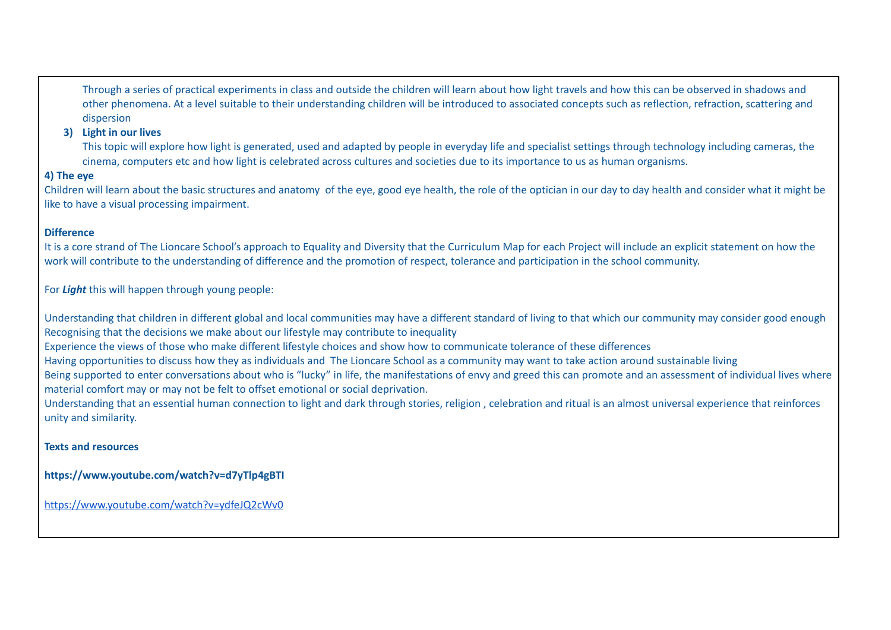Through a series of practical experiments in class and outside the children will learn about how light travels and how this can be observed in shadows and other phenomena. At a level suitable to their understanding children will be introduced to associated concepts such as reflection, refraction, scattering and dispersion

3) **Light in our lives**

   This topic will explore how light is generated, used and adapted by people in everyday life and specialist settings through technology including cameras, the cinema, computers etc and how light is celebrated across cultures and societies due to its importance to us as human organisms.

**4) The eye**

Children will learn about the basic structures and anatomy of the eye, good eye health, the role of the optician in our day to day health and consider what it might be like to have a visual processing impairment.

**Difference**

It is a core strand of The Lioncare School's approach to Equality and Diversity that the Curriculum Map for each Project will include an explicit statement on how the work will contribute to the understanding of difference and the promotion of respect, tolerance and participation in the school community.

For ***Light*** this will happen through young people:

Understanding that children in different global and local communities may have a different standard of living to that which our community may consider good enough

Recognising that the decisions we make about our lifestyle may contribute to inequality

Experience the views of those who make different lifestyle choices and show how to communicate tolerance of these differences

Having opportunities to discuss how they as individuals and The Lioncare School as a community may want to take action around sustainable living

Being supported to enter conversations about who is "lucky" in life, the manifestations of envy and greed this can promote and an assessment of individual lives where material comfort may or may not be felt to offset emotional or social deprivation.

Understanding that an essential human connection to light and dark through stories, religion , celebration and ritual is an almost universal experience that reinforces unity and similarity.

**Texts and resources**

**https://www.youtube.com/watch?v=d7yTlp4gBTI**

https://www.youtube.com/watch?v=ydfeJQ2cWv0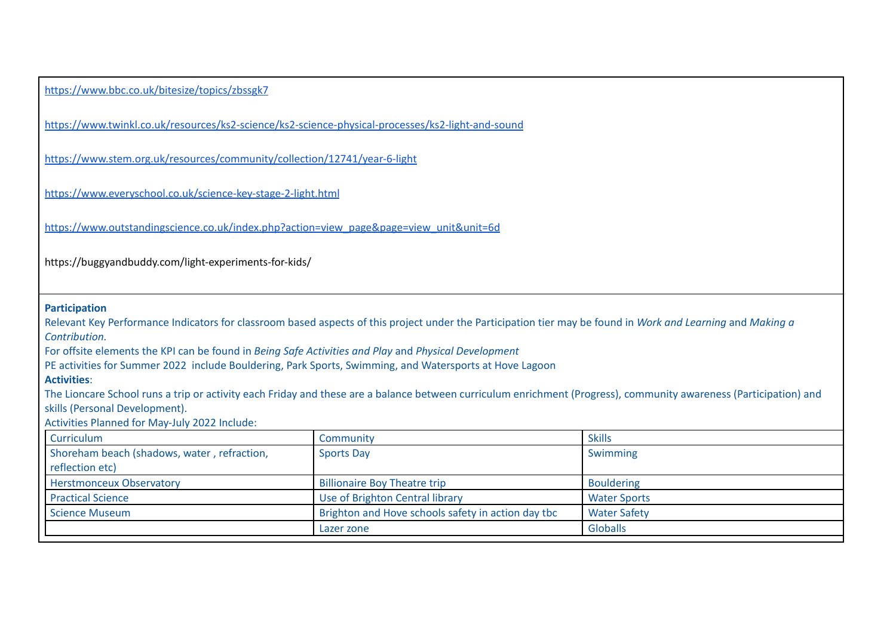https://www.bbc.co.uk/bitesize/topics/zbssgk7

https://www.twinkl.co.uk/resources/ks2-science/ks2-science-physical-processes/ks2-light-and-sound

https://www.stem.org.uk/resources/community/collection/12741/year-6-light

https://www.everyschool.co.uk/science-key-stage-2-light.html

https://www.outstandingscience.co.uk/index.php?action=view_page&page=view_unit&unit=6d

https://buggyandbuddy.com/light-experiments-for-kids/

**Participation**

Relevant Key Performance Indicators for classroom based aspects of this project under the Participation tier may be found in *Work and Learning* and *Making a Contribution.*

For offsite elements the KPI can be found in *Being Safe Activities and Play* and *Physical Development*

PE activities for Summer 2022 include Bouldering, Park Sports, Swimming, and Watersports at Hove Lagoon

**Activities**:

The Lioncare School runs a trip or activity each Friday and these are a balance between curriculum enrichment (Progress), community awareness (Participation) and skills (Personal Development).

Activities Planned for May-July 2022 Include:

| Curriculum | Community | Skills |
|---|---|---|
| Shoreham beach (shadows, water , refraction, reflection etc) | Sports Day | Swimming |
| Herstmonceux Observatory | Billionaire Boy Theatre trip | Bouldering |
| Practical Science | Use of Brighton Central library | Water Sports |
| Science Museum | Brighton and Hove schools safety in action day tbc | Water Safety |
| | Lazer zone | Globalls |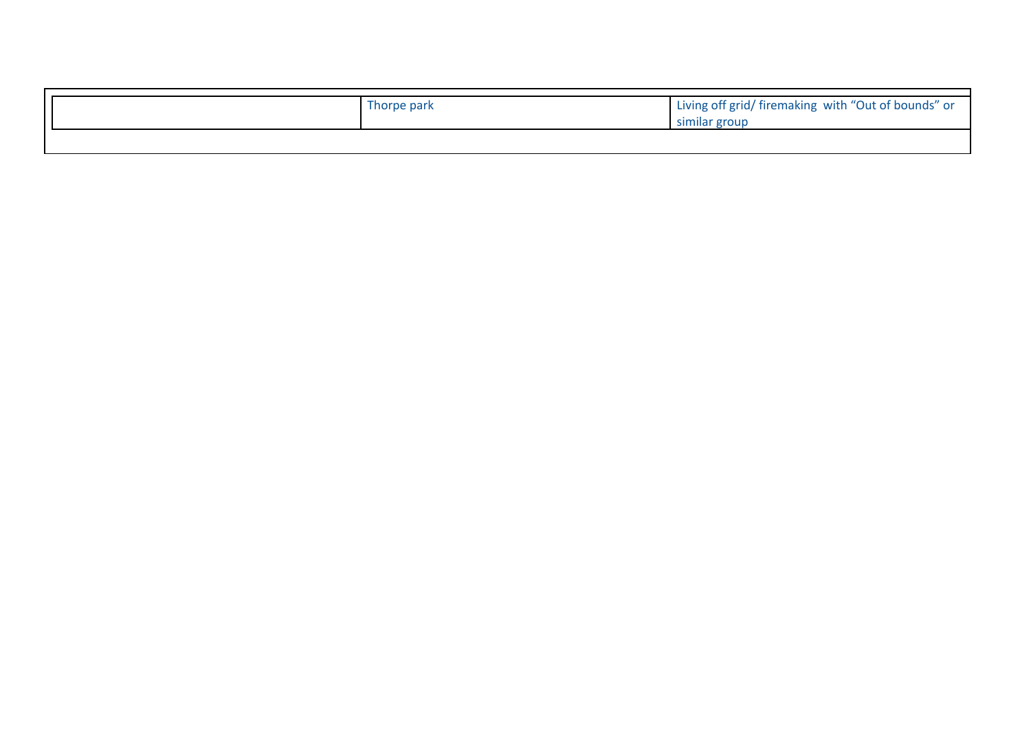| | | |
|---|---|---|
| | Thorpe park | Living off grid/ firemaking with "Out of bounds" or similar group |